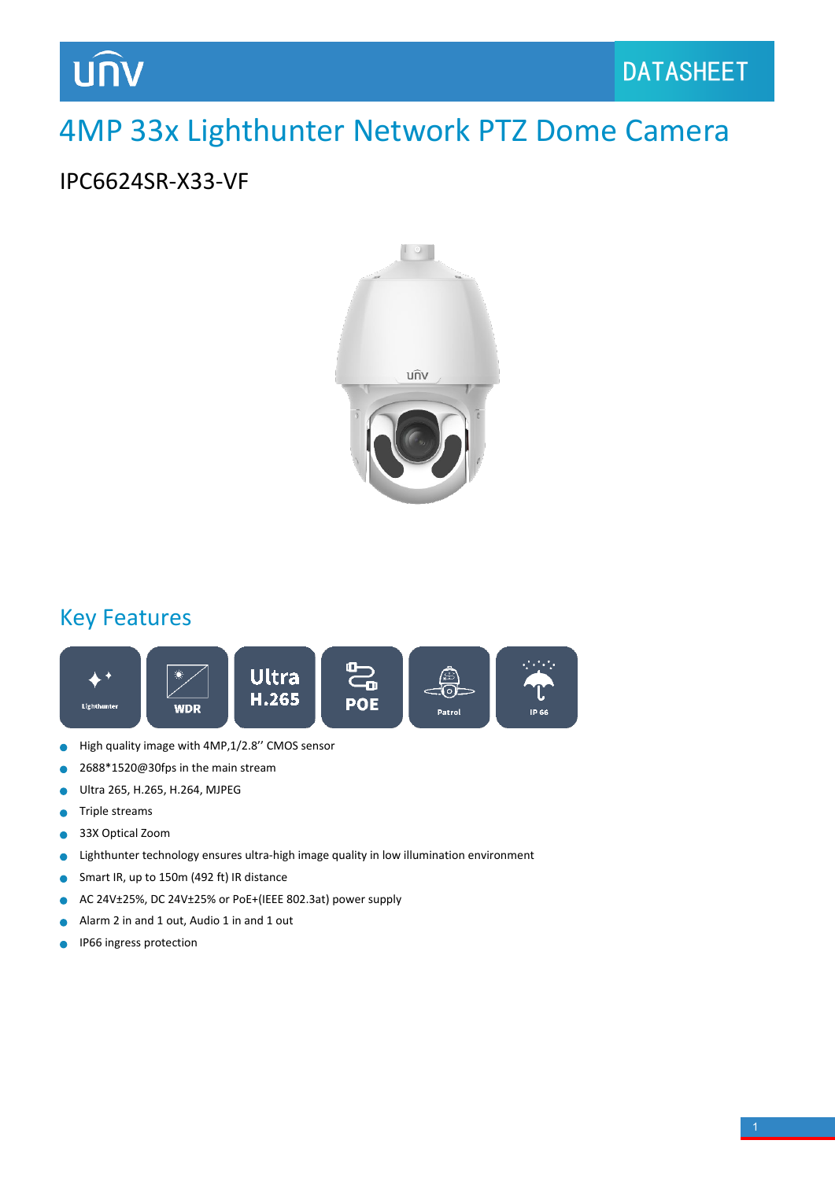unv

DATASHEET

# 4MP 33x Lighthunter Network PTZ Dome Camera

## IPC6624SR-X33-VF

## Key Features

Lighthunter | WDR | Ultra H.265 | POE | Patrol | IP 66

- High quality image with 4MP,1/2.8'' CMOS sensor
- 2688*1520@30fps in the main stream
- Ultra 265, H.265, H.264, MJPEG
- Triple streams
- 33X Optical Zoom
- Lighthunter technology ensures ultra-high image quality in low illumination environment
- Smart IR, up to 150m (492 ft) IR distance
- AC 24V±25%, DC 24V±25% or PoE+(IEEE 802.3at) power supply
- Alarm 2 in and 1 out, Audio 1 in and 1 out
- IP66 ingress protection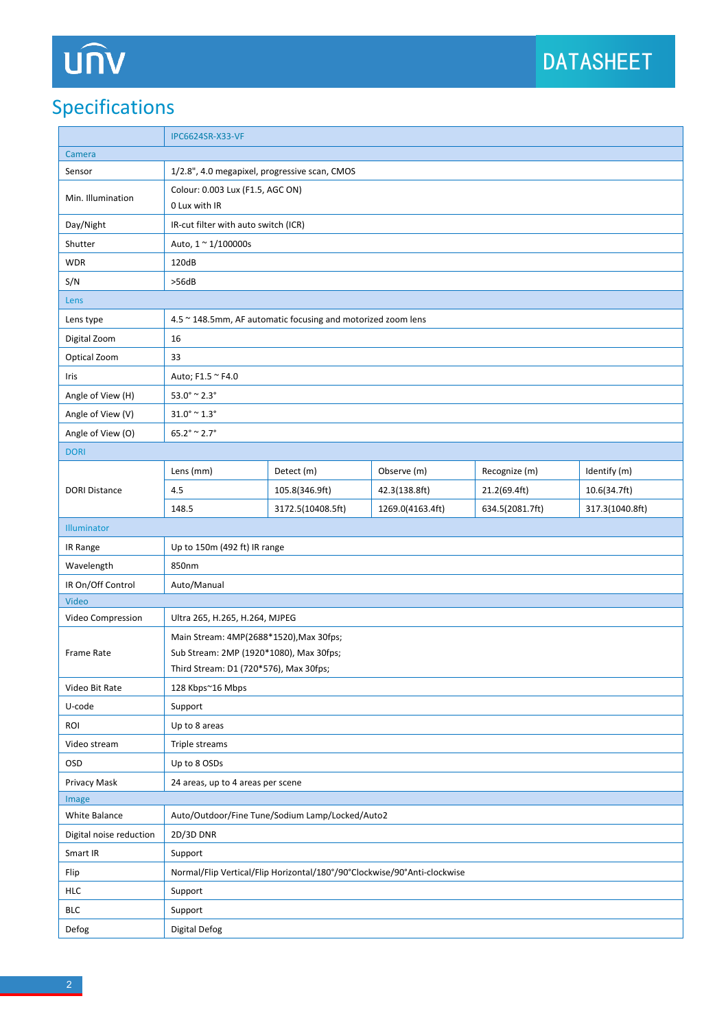## Specifications

| | IPC6624SR-X33-VF | | | | |
|---|---|---|---|---|---|
| **Camera** | | | | | |
| Sensor | 1/2.8", 4.0 megapixel, progressive scan, CMOS | | | | |
| Min. Illumination | Colour: 0.003 Lux (F1.5, AGC ON)<br>0 Lux with IR | | | | |
| Day/Night | IR-cut filter with auto switch (ICR) | | | | |
| Shutter | Auto, 1 ~ 1/100000s | | | | |
| WDR | 120dB | | | | |
| S/N | >56dB | | | | |
| **Lens** | | | | | |
| Lens type | 4.5 ~ 148.5mm, AF automatic focusing and motorized zoom lens | | | | |
| Digital Zoom | 16 | | | | |
| Optical Zoom | 33 | | | | |
| Iris | Auto; F1.5 ~ F4.0 | | | | |
| Angle of View (H) | 53.0° ~ 2.3° | | | | |
| Angle of View (V) | 31.0° ~ 1.3° | | | | |
| Angle of View (O) | 65.2° ~ 2.7° | | | | |
| **DORI** | | | | | |
| DORI Distance | Lens (mm) | Detect (m) | Observe (m) | Recognize (m) | Identify (m) |
| | 4.5 | 105.8(346.9ft) | 42.3(138.8ft) | 21.2(69.4ft) | 10.6(34.7ft) |
| | 148.5 | 3172.5(10408.5ft) | 1269.0(4163.4ft) | 634.5(2081.7ft) | 317.3(1040.8ft) |
| **Illuminator** | | | | | |
| IR Range | Up to 150m (492 ft) IR range | | | | |
| Wavelength | 850nm | | | | |
| IR On/Off Control | Auto/Manual | | | | |
| **Video** | | | | | |
| Video Compression | Ultra 265, H.265, H.264, MJPEG | | | | |
| Frame Rate | Main Stream: 4MP(2688*1520),Max 30fps;<br>Sub Stream: 2MP (1920*1080), Max 30fps;<br>Third Stream: D1 (720*576), Max 30fps; | | | | |
| Video Bit Rate | 128 Kbps~16 Mbps | | | | |
| U-code | Support | | | | |
| ROI | Up to 8 areas | | | | |
| Video stream | Triple streams | | | | |
| OSD | Up to 8 OSDs | | | | |
| Privacy Mask | 24 areas, up to 4 areas per scene | | | | |
| **Image** | | | | | |
| White Balance | Auto/Outdoor/Fine Tune/Sodium Lamp/Locked/Auto2 | | | | |
| Digital noise reduction | 2D/3D DNR | | | | |
| Smart IR | Support | | | | |
| Flip | Normal/Flip Vertical/Flip Horizontal/180°/90°Clockwise/90°Anti-clockwise | | | | |
| HLC | Support | | | | |
| BLC | Support | | | | |
| Defog | Digital Defog | | | | |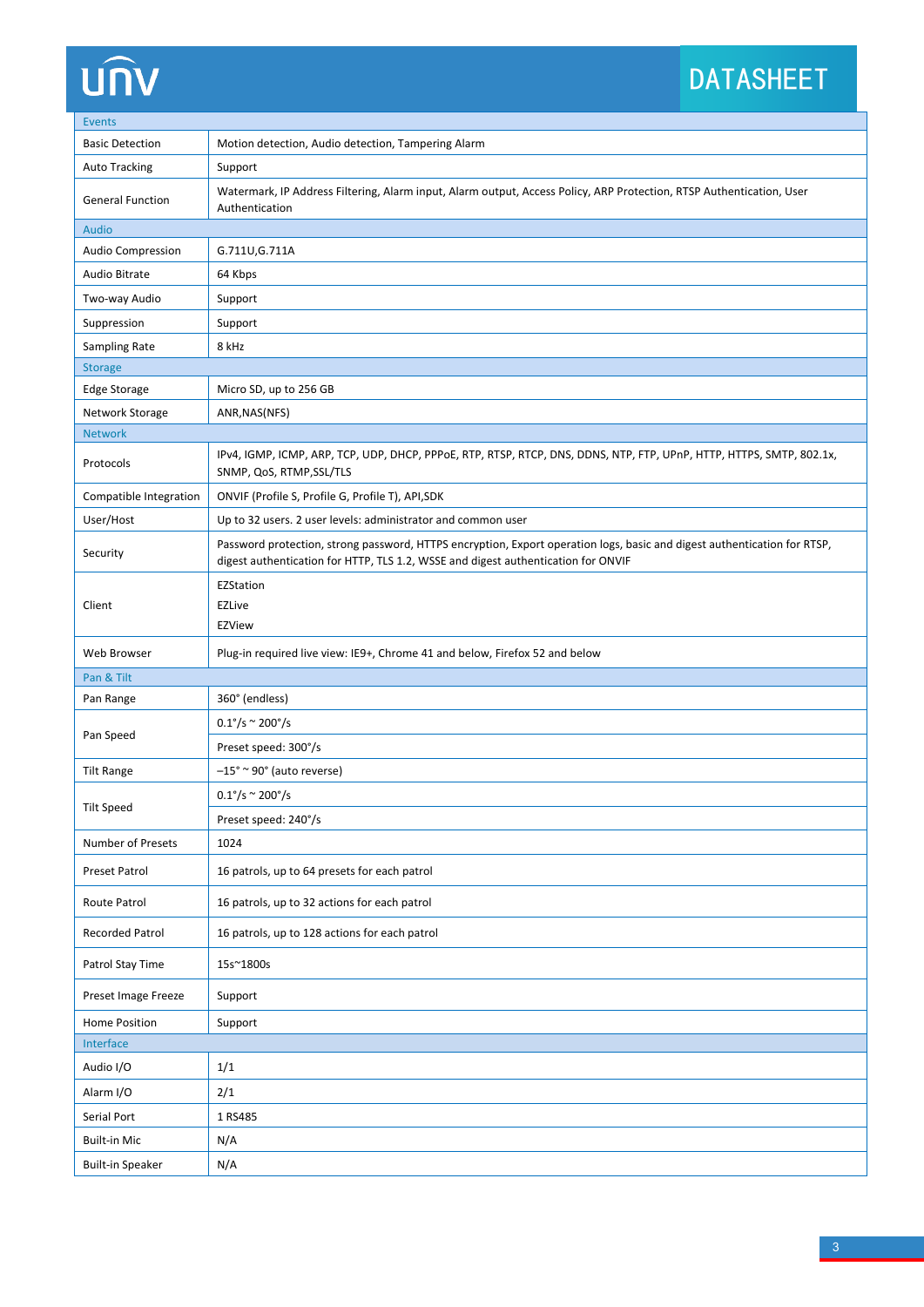| Events | |
|---|---|
| Basic Detection | Motion detection, Audio detection, Tampering Alarm |
| Auto Tracking | Support |
| General Function | Watermark, IP Address Filtering, Alarm input, Alarm output, Access Policy, ARP Protection, RTSP Authentication, User Authentication |
| **Audio** | |
| Audio Compression | G.711U,G.711A |
| Audio Bitrate | 64 Kbps |
| Two-way Audio | Support |
| Suppression | Support |
| Sampling Rate | 8 kHz |
| **Storage** | |
| Edge Storage | Micro SD, up to 256 GB |
| Network Storage | ANR,NAS(NFS) |
| **Network** | |
| Protocols | IPv4, IGMP, ICMP, ARP, TCP, UDP, DHCP, PPPoE, RTP, RTSP, RTCP, DNS, DDNS, NTP, FTP, UPnP, HTTP, HTTPS, SMTP, 802.1x, SNMP, QoS, RTMP,SSL/TLS |
| Compatible Integration | ONVIF (Profile S, Profile G, Profile T), API,SDK |
| User/Host | Up to 32 users. 2 user levels: administrator and common user |
| Security | Password protection, strong password, HTTPS encryption, Export operation logs, basic and digest authentication for RTSP, digest authentication for HTTP, TLS 1.2, WSSE and digest authentication for ONVIF |
| Client | EZStation<br>EZLive<br>EZView |
| Web Browser | Plug-in required live view: IE9+, Chrome 41 and below, Firefox 52 and below |
| **Pan & Tilt** | |
| Pan Range | 360° (endless) |
| Pan Speed | 0.1°/s ~ 200°/s<br>Preset speed: 300°/s |
| Tilt Range | –15° ~ 90° (auto reverse) |
| Tilt Speed | 0.1°/s ~ 200°/s<br>Preset speed: 240°/s |
| Number of Presets | 1024 |
| Preset Patrol | 16 patrols, up to 64 presets for each patrol |
| Route Patrol | 16 patrols, up to 32 actions for each patrol |
| Recorded Patrol | 16 patrols, up to 128 actions for each patrol |
| Patrol Stay Time | 15s~1800s |
| Preset Image Freeze | Support |
| Home Position | Support |
| **Interface** | |
| Audio I/O | 1/1 |
| Alarm I/O | 2/1 |
| Serial Port | 1 RS485 |
| Built-in Mic | N/A |
| Built-in Speaker | N/A |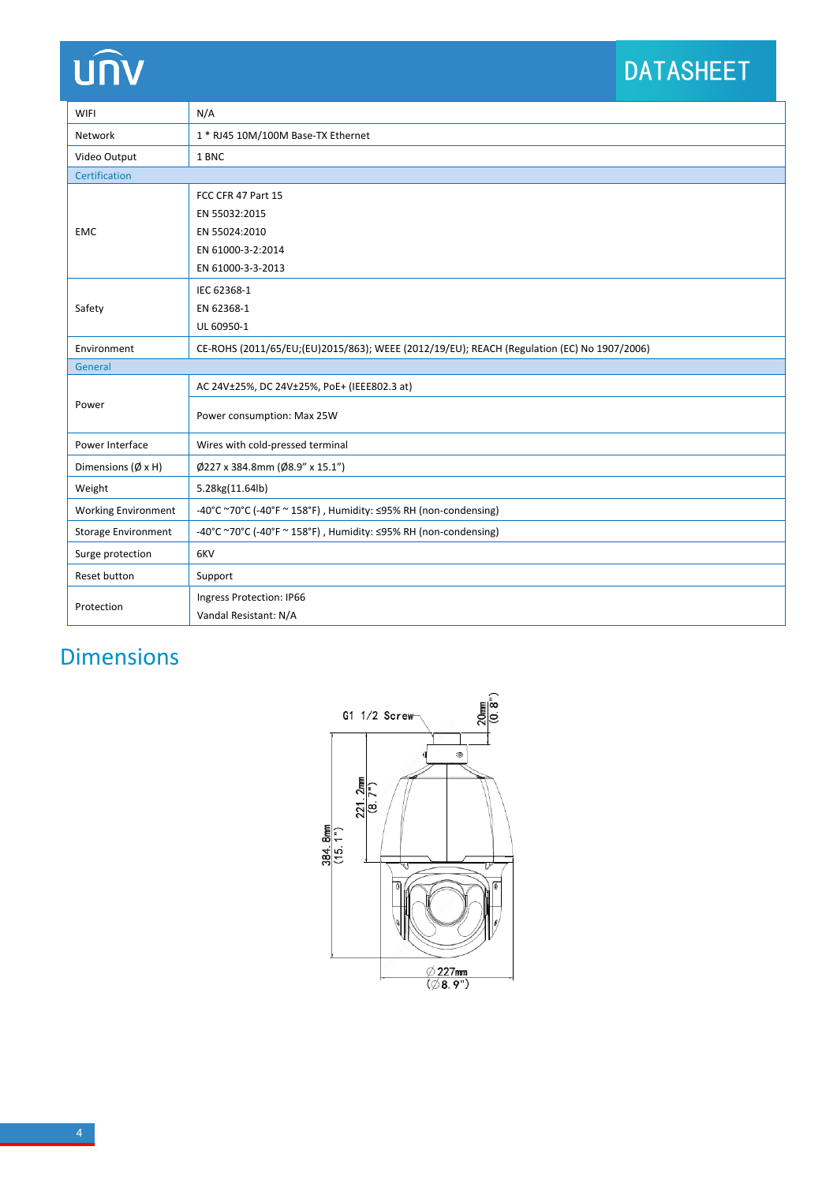| | |
|---|---|
| WIFI | N/A |
| Network | 1 * RJ45 10M/100M Base-TX Ethernet |
| Video Output | 1 BNC |
| **Certification** | |
| EMC | FCC CFR 47 Part 15<br>EN 55032:2015<br>EN 55024:2010<br>EN 61000-3-2:2014<br>EN 61000-3-3-2013 |
| Safety | IEC 62368-1<br>EN 62368-1<br>UL 60950-1 |
| Environment | CE-ROHS (2011/65/EU;(EU)2015/863); WEEE (2012/19/EU); REACH (Regulation (EC) No 1907/2006) |
| **General** | |
| Power | AC 24V±25%, DC 24V±25%, PoE+ (IEEE802.3 at)<br>Power consumption: Max 25W |
| Power Interface | Wires with cold-pressed terminal |
| Dimensions (Ø x H) | Ø227 x 384.8mm (Ø8.9" x 15.1") |
| Weight | 5.28kg(11.64lb) |
| Working Environment | -40°C ~70°C (-40°F ~ 158°F) , Humidity: ≤95% RH (non-condensing) |
| Storage Environment | -40°C ~70°C (-40°F ~ 158°F) , Humidity: ≤95% RH (non-condensing) |
| Surge protection | 6KV |
| Reset button | Support |
| Protection | Ingress Protection: IP66<br>Vandal Resistant: N/A |

# Dimensions

G1 1/2 Screw

20mm (0.8")

221.2mm (8.7")

384.8mm (15.1")

Ø227mm (Ø8.9")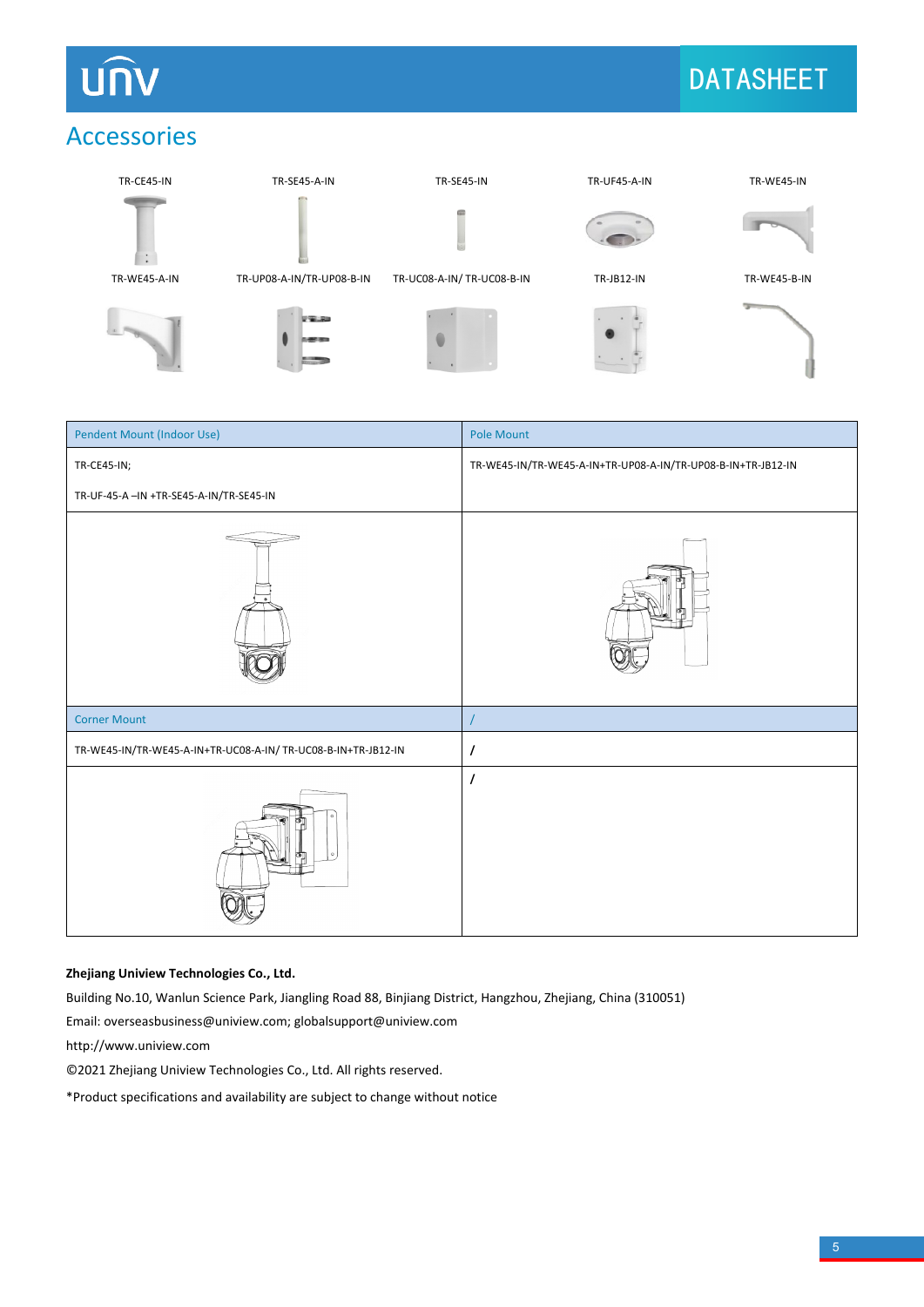## Accessories

TR-CE45-IN

TR-SE45-A-IN

TR-SE45-IN

TR-UF45-A-IN

TR-WE45-IN

TR-WE45-A-IN

TR-UP08-A-IN/TR-UP08-B-IN

TR-UC08-A-IN/ TR-UC08-B-IN

TR-JB12-IN

TR-WE45-B-IN

| Pendent Mount (Indoor Use) | Pole Mount |
|---|---|
| TR-CE45-IN;<br><br>TR-UF-45-A –IN +TR-SE45-A-IN/TR-SE45-IN | TR-WE45-IN/TR-WE45-A-IN+TR-UP08-A-IN/TR-UP08-B-IN+TR-JB12-IN |
| | |
| Corner Mount | / |
| TR-WE45-IN/TR-WE45-A-IN+TR-UC08-A-IN/ TR-UC08-B-IN+TR-JB12-IN | / |
| | / |

**Zhejiang Uniview Technologies Co., Ltd.**

Building No.10, Wanlun Science Park, Jiangling Road 88, Binjiang District, Hangzhou, Zhejiang, China (310051)

Email: overseasbusiness@uniview.com; globalsupport@uniview.com

http://www.uniview.com

©2021 Zhejiang Uniview Technologies Co., Ltd. All rights reserved.

*Product specifications and availability are subject to change without notice